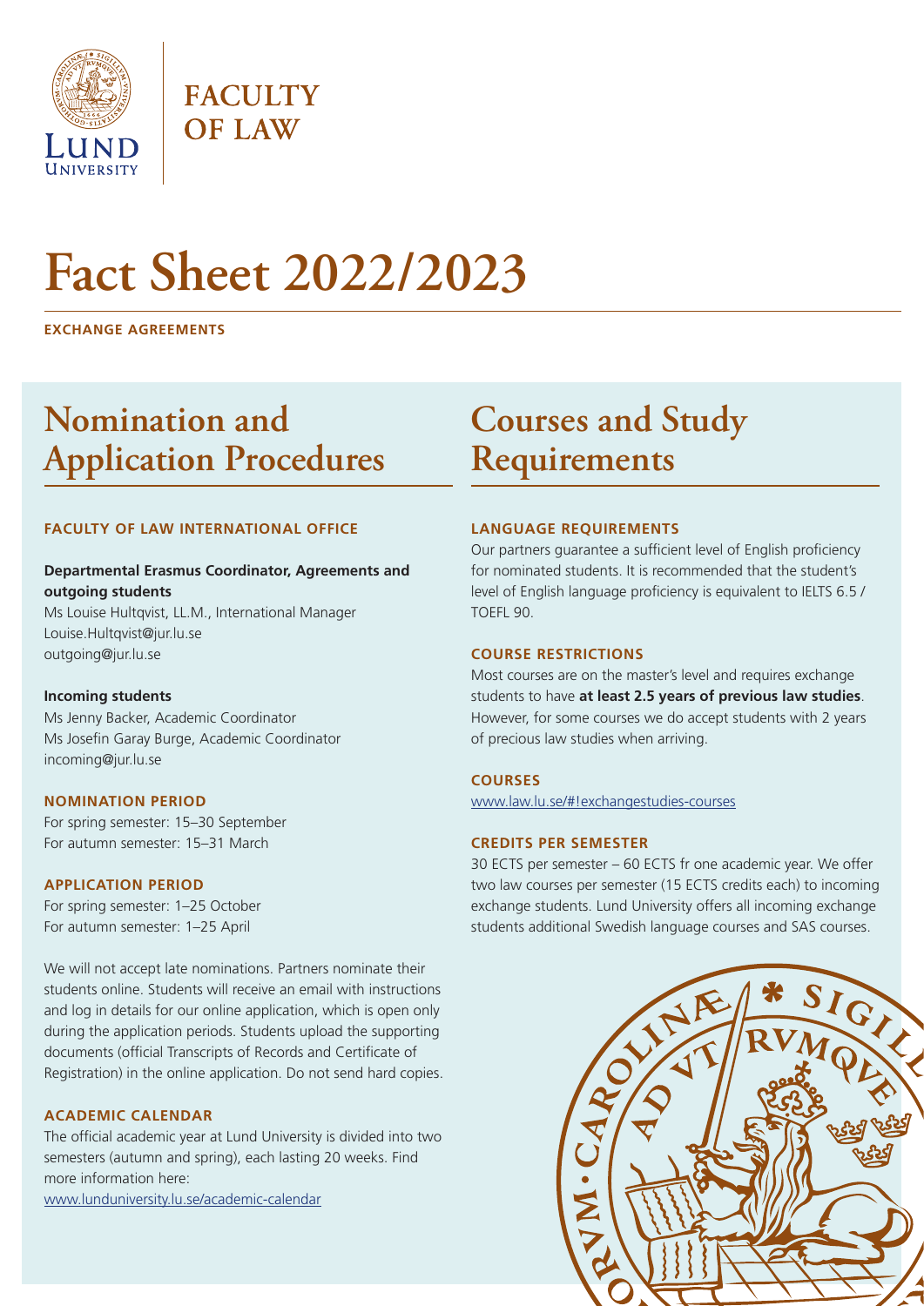# FACULTY OF LAW

Lund University

# Fact Sheet 2022/2023

**EXCHANGE AGREEMENTS**

## Nomination and Application Procedures

### FACULTY OF LAW INTERNATIONAL OFFICE

**Departmental Erasmus Coordinator, Agreements and outgoing students**
Ms Louise Hultqvist, LL.M., International Manager
Louise.Hultqvist@jur.lu.se
outgoing@jur.lu.se

**Incoming students**
Ms Jenny Backer, Academic Coordinator
Ms Josefin Garay Burge, Academic Coordinator
incoming@jur.lu.se

### NOMINATION PERIOD

For spring semester: 15–30 September
For autumn semester: 15–31 March

### APPLICATION PERIOD

For spring semester: 1–25 October
For autumn semester: 1–25 April

We will not accept late nominations. Partners nominate their students online. Students will receive an email with instructions and log in details for our online application, which is open only during the application periods. Students upload the supporting documents (official Transcripts of Records and Certificate of Registration) in the online application. Do not send hard copies.

### ACADEMIC CALENDAR

The official academic year at Lund University is divided into two semesters (autumn and spring), each lasting 20 weeks. Find more information here:
www.lunduniversity.lu.se/academic-calendar

## Courses and Study Requirements

### LANGUAGE REQUIREMENTS

Our partners guarantee a sufficient level of English proficiency for nominated students. It is recommended that the student's level of English language proficiency is equivalent to IELTS 6.5 / TOEFL 90.

### COURSE RESTRICTIONS

Most courses are on the master's level and requires exchange students to have **at least 2.5 years of previous law studies**. However, for some courses we do accept students with 2 years of precious law studies when arriving.

### COURSES

www.law.lu.se/#!exchangestudies-courses

### CREDITS PER SEMESTER

30 ECTS per semester – 60 ECTS fr one academic year. We offer two law courses per semester (15 ECTS credits each) to incoming exchange students. Lund University offers all incoming exchange students additional Swedish language courses and SAS courses.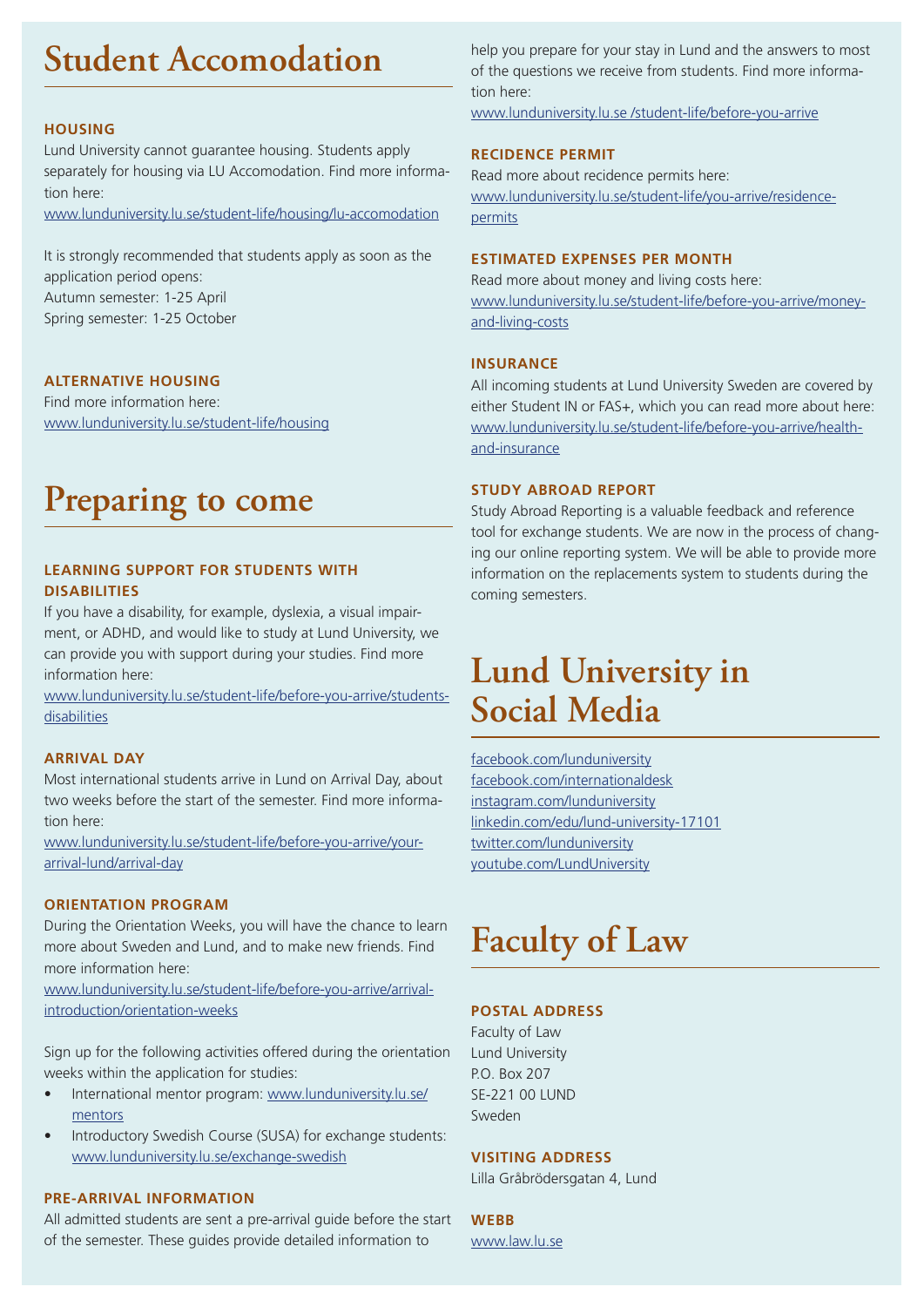# Student Accomodation

### HOUSING

Lund University cannot guarantee housing. Students apply separately for housing via LU Accomodation. Find more information here:
www.lunduniversity.lu.se/student-life/housing/lu-accomodation

It is strongly recommended that students apply as soon as the application period opens:
Autumn semester: 1-25 April
Spring semester: 1-25 October

### ALTERNATIVE HOUSING

Find more information here:
www.lunduniversity.lu.se/student-life/housing

# Preparing to come

### LEARNING SUPPORT FOR STUDENTS WITH DISABILITIES

If you have a disability, for example, dyslexia, a visual impairment, or ADHD, and would like to study at Lund University, we can provide you with support during your studies. Find more information here:
www.lunduniversity.lu.se/student-life/before-you-arrive/students-disabilities

### ARRIVAL DAY

Most international students arrive in Lund on Arrival Day, about two weeks before the start of the semester. Find more information here:
www.lunduniversity.lu.se/student-life/before-you-arrive/your-arrival-lund/arrival-day

### ORIENTATION PROGRAM

During the Orientation Weeks, you will have the chance to learn more about Sweden and Lund, and to make new friends. Find more information here:
www.lunduniversity.lu.se/student-life/before-you-arrive/arrival-introduction/orientation-weeks

Sign up for the following activities offered during the orientation weeks within the application for studies:

- International mentor program: www.lunduniversity.lu.se/mentors
- Introductory Swedish Course (SUSA) for exchange students: www.lunduniversity.lu.se/exchange-swedish

### PRE-ARRIVAL INFORMATION

All admitted students are sent a pre-arrival guide before the start of the semester. These guides provide detailed information to help you prepare for your stay in Lund and the answers to most of the questions we receive from students. Find more information here:
www.lunduniversity.lu.se /student-life/before-you-arrive

### RECIDENCE PERMIT

Read more about recidence permits here:
www.lunduniversity.lu.se/student-life/you-arrive/residence-permits

### ESTIMATED EXPENSES PER MONTH

Read more about money and living costs here:
www.lunduniversity.lu.se/student-life/before-you-arrive/money-and-living-costs

### INSURANCE

All incoming students at Lund University Sweden are covered by either Student IN or FAS+, which you can read more about here:
www.lunduniversity.lu.se/student-life/before-you-arrive/health-and-insurance

### STUDY ABROAD REPORT

Study Abroad Reporting is a valuable feedback and reference tool for exchange students. We are now in the process of changing our online reporting system. We will be able to provide more information on the replacements system to students during the coming semesters.

# Lund University in Social Media

facebook.com/lunduniversity
facebook.com/internationaldesk
instagram.com/lunduniversity
linkedin.com/edu/lund-university-17101
twitter.com/lunduniversity
youtube.com/LundUniversity

# Faculty of Law

### POSTAL ADDRESS

Faculty of Law
Lund University
P.O. Box 207
SE-221 00 LUND
Sweden

### VISITING ADDRESS

Lilla Gråbrödersgatan 4, Lund

### WEBB

www.law.lu.se